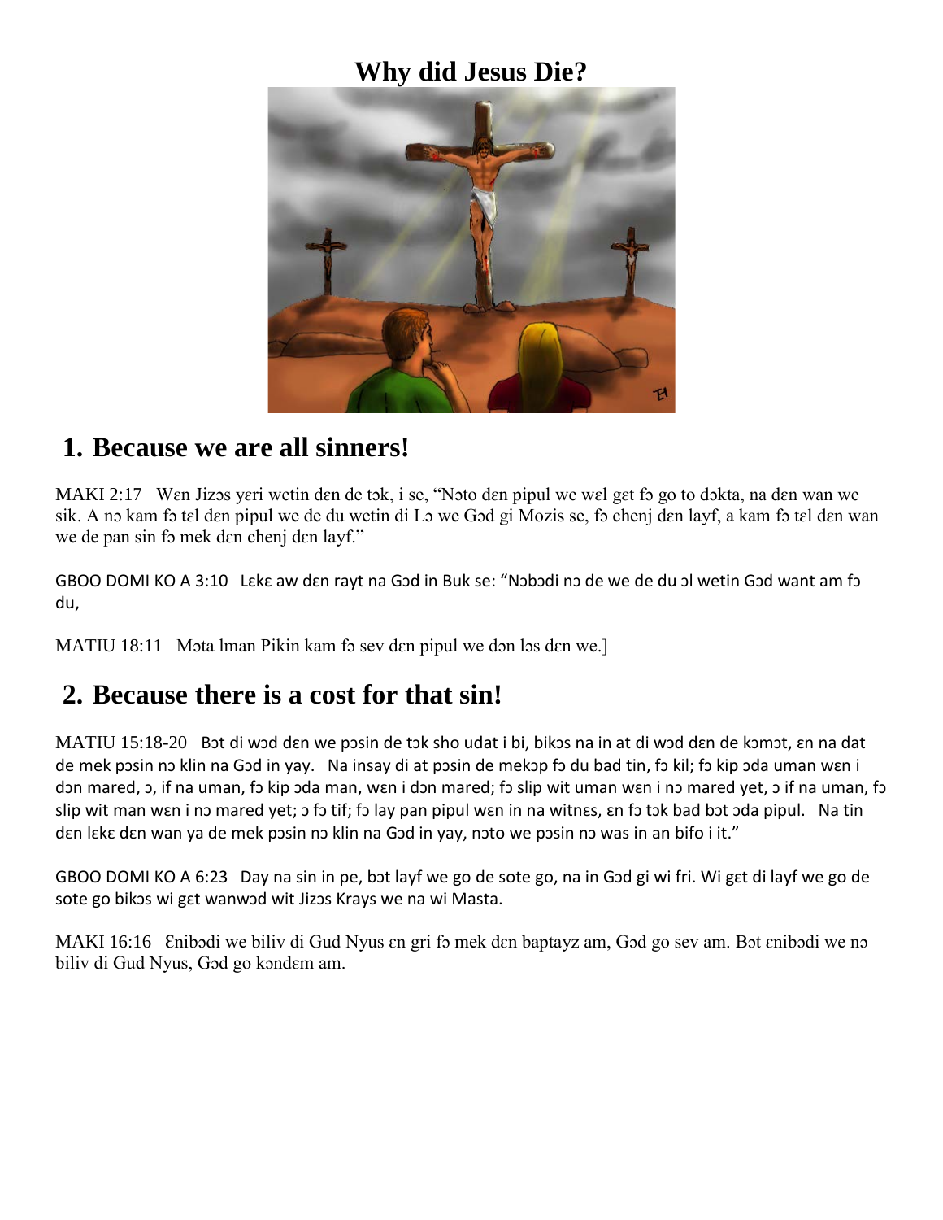# Why did Jesus Die?

## 1. Because we are all sinners!

MAKI 2:17 Wɛn Jizɔs yɛri wetin dɛn de tɔk, i se, "Nɔto dɛn pipul we wɛl gɛt fɔ go to dɔkta, na dɛn wan we sik. A nɔ kam fɔ tɛl dɛn pipul we de du wetin di Lɔ we Gɔd gi Mozis se, fɔ chenj dɛn layf, a kam fɔ tɛl dɛn wan we de pan sin fɔ mek dɛn chenj dɛn layf."

GBOO DOMI KO A 3:10 Lɛkɛ aw dɛn rayt na Gɔd in Buk se: "Nɔbɔdi nɔ de we de du ɔl wetin Gɔd want am fɔ du,

MATIU 18:11 Mɔta lman Pikin kam fɔ sev dɛn pipul we dɔn lɔs dɛn we.]

## 2. Because there is a cost for that sin!

MATIU 15:18-20 Bɔt di wɔd dɛn we pɔsin de tɔk sho udat i bi, bikɔs na in at di wɔd dɛn de kɔmɔt, ɛn na dat de mek pɔsin nɔ klin na Gɔd in yay. Na insay di at pɔsin de mekɔp fɔ du bad tin, fɔ kil; fɔ kip ɔda uman wɛn i dɔn mared, ɔ, if na uman, fɔ kip ɔda man, wɛn i dɔn mared; fɔ slip wit uman wɛn i nɔ mared yet, ɔ if na uman, fɔ slip wit man wɛn i nɔ mared yet; ɔ fɔ tif; fɔ lay pan pipul wɛn in na witnɛs, ɛn fɔ tɔk bad bɔt ɔda pipul. Na tin dɛn lɛkɛ dɛn wan ya de mek pɔsin nɔ klin na Gɔd in yay, nɔto we pɔsin nɔ was in an bifo i it."

GBOO DOMI KO A 6:23 Day na sin in pe, bɔt layf we go de sote go, na in Gɔd gi wi fri. Wi gɛt di layf we go de sote go bikɔs wi gɛt wanwɔd wit Jizɔs Krays we na wi Masta.

MAKI 16:16 Ɛnibɔdi we biliv di Gud Nyus ɛn gri fɔ mek dɛn baptayz am, Gɔd go sev am. Bɔt ɛnibɔdi we nɔ biliv di Gud Nyus, Gɔd go kɔndɛm am.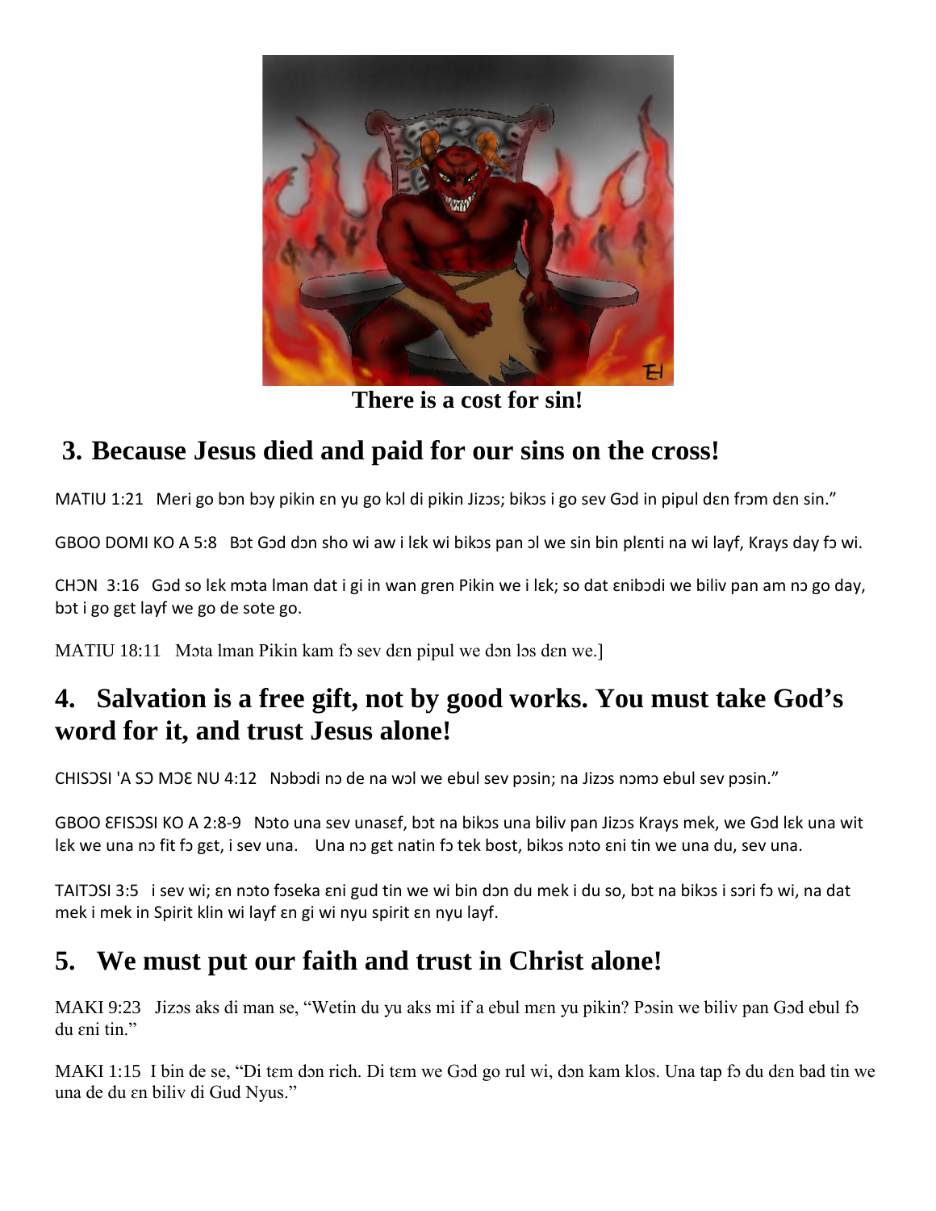**There is a cost for sin!**

## 3. Because Jesus died and paid for our sins on the cross!

MATIU 1:21 Meri go bɔn bɔy pikin ɛn yu go kɔl di pikin Jizɔs; bikɔs i go sev Gɔd in pipul dɛn frɔm dɛn sin."

GBOO DOMI KO A 5:8 Bɔt Gɔd dɔn sho wi aw i lɛk wi bikɔs pan ɔl we sin bin plɛnti na wi layf, Krays day fɔ wi.

CHƆN 3:16 Gɔd so lɛk mɔta lman dat i gi in wan gren Pikin we i lɛk; so dat ɛnibɔdi we biliv pan am nɔ go day, bɔt i go gɛt layf we go de sote go.

MATIU 18:11 Mɔta lman Pikin kam fɔ sev dɛn pipul we dɔn lɔs dɛn we.]

## 4. Salvation is a free gift, not by good works. You must take God's word for it, and trust Jesus alone!

CHISƆSI 'A SƆ MƆƐ NU 4:12 Nɔbɔdi nɔ de na wɔl we ebul sev pɔsin; na Jizɔs nɔmɔ ebul sev pɔsin."

GBOO ƐFISƆSI KO A 2:8-9 Nɔto una sev unasɛf, bɔt na bikɔs una biliv pan Jizɔs Krays mek, we Gɔd lɛk una wit lɛk we una nɔ fit fɔ gɛt, i sev una. Una nɔ gɛt natin fɔ tek bost, bikɔs nɔto ɛni tin we una du, sev una.

TAITƆSI 3:5 i sev wi; ɛn nɔto fɔseka ɛni gud tin we wi bin dɔn du mek i du so, bɔt na bikɔs i sɔri fɔ wi, na dat mek i mek in Spirit klin wi layf ɛn gi wi nyu spirit ɛn nyu layf.

## 5. We must put our faith and trust in Christ alone!

MAKI 9:23 Jizɔs aks di man se, "Wetin du yu aks mi if a ebul mɛn yu pikin? Pɔsin we biliv pan Gɔd ebul fɔ du ɛni tin."

MAKI 1:15 I bin de se, "Di tɛm dɔn rich. Di tɛm we Gɔd go rul wi, dɔn kam klos. Una tap fɔ du dɛn bad tin we una de du ɛn biliv di Gud Nyus."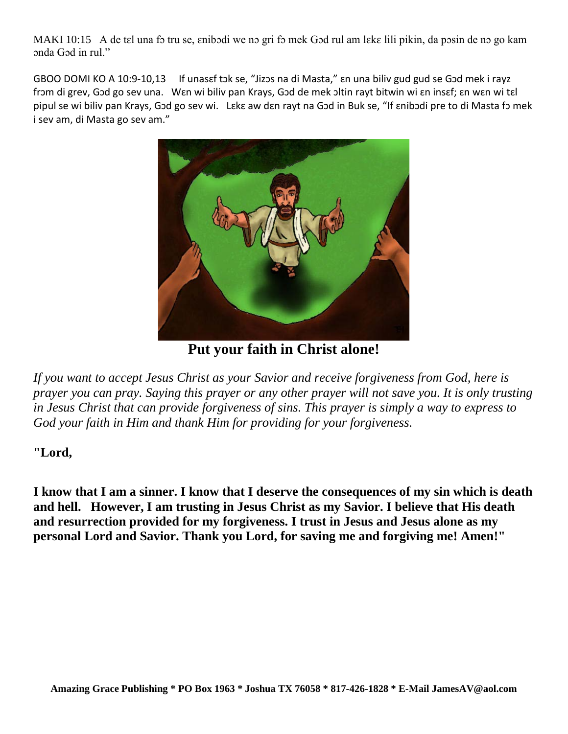MAKI 10:15   A de tɛl una fɔ tru se, ɛnibɔdi we nɔ gri fɔ mek Gɔd rul am lɛkɛ lili pikin, da pɔsin de nɔ go kam ɔnda Gɔd in rul."

GBOO DOMI KO A 10:9-10,13   If unasɛf tɔk se, "Jizɔs na di Masta," ɛn una biliv gud gud se Gɔd mek i rayz frɔm di grev, Gɔd go sev una.   Wɛn wi biliv pan Krays, Gɔd de mek ɔltin rayt bitwin wi ɛn insɛf; ɛn wɛn wi tɛl pipul se wi biliv pan Krays, Gɔd go sev wi.   Lɛkɛ aw dɛn rayt na Gɔd in Buk se, "If ɛnibɔdi pre to di Masta fɔ mek i sev am, di Masta go sev am."

**Put your faith in Christ alone!**

*If you want to accept Jesus Christ as your Savior and receive forgiveness from God, here is prayer you can pray. Saying this prayer or any other prayer will not save you. It is only trusting in Jesus Christ that can provide forgiveness of sins. This prayer is simply a way to express to God your faith in Him and thank Him for providing for your forgiveness.*

**"Lord,**

**I know that I am a sinner. I know that I deserve the consequences of my sin which is death and hell.   However, I am trusting in Jesus Christ as my Savior. I believe that His death and resurrection provided for my forgiveness. I trust in Jesus and Jesus alone as my personal Lord and Savior. Thank you Lord, for saving me and forgiving me! Amen!"**

**Amazing Grace Publishing * PO Box 1963 * Joshua TX 76058 * 817-426-1828 * E-Mail JamesAV@aol.com**